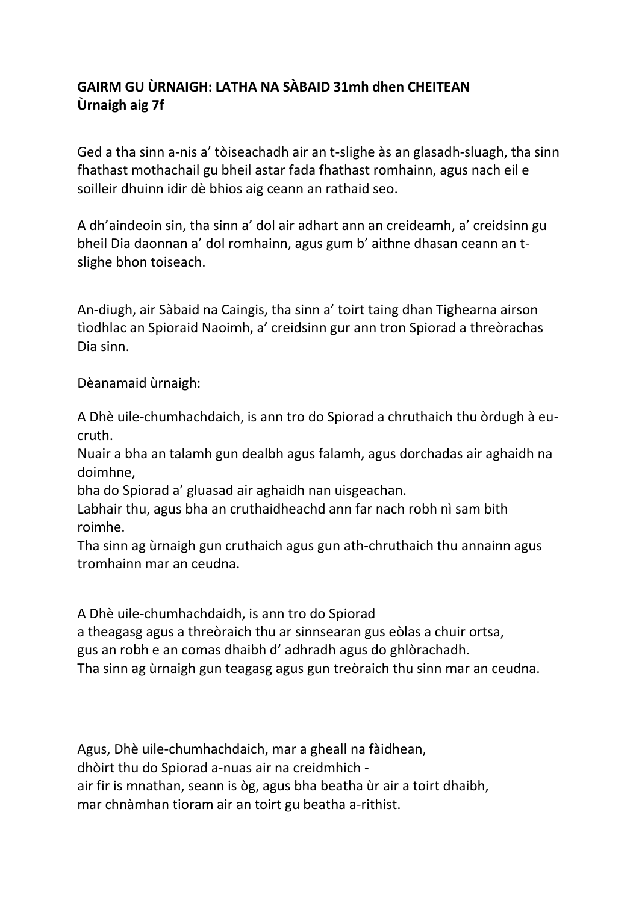**GAIRM GU ÙRNAIGH: LATHA NA SÀBAID 31mh dhen CHEITEAN**
**Ùrnaigh aig 7f**

Ged a tha sinn a-nis a' tòiseachadh air an t-slighe às an glasadh-sluagh, tha sinn fhathast mothachail gu bheil astar fada fhathast romhainn, agus nach eil e soilleir dhuinn idir dè bhios aig ceann an rathaid seo.

A dh'aindeoin sin, tha sinn a' dol air adhart ann an creideamh, a' creidsinn gu bheil Dia daonnan a' dol romhainn, agus gum b' aithne dhasan ceann an t-slighe bhon toiseach.

An-diugh, air Sàbaid na Caingis, tha sinn a' toirt taing dhan Tighearna airson tìodhlac an Spioraid Naoimh, a' creidsinn gur ann tron Spiorad a threòrachas Dia sinn.

Dèanamaid ùrnaigh:

A Dhè uile-chumhachdaich, is ann tro do Spiorad a chruthaich thu òrdugh à eu-cruth.
Nuair a bha an talamh gun dealbh agus falamh, agus dorchadas air aghaidh na doimhne,
bha do Spiorad a' gluasad air aghaidh nan uisgeachan.
Labhair thu, agus bha an cruthaidheachd ann far nach robh nì sam bith roimhe.
Tha sinn ag ùrnaigh gun cruthaich agus gun ath-chruthaich thu annainn agus tromhainn mar an ceudna.

A Dhè uile-chumhachdaidh, is ann tro do Spiorad
a theagasg agus a threòraich thu ar sinnsearan gus eòlas a chuir ortsa,
gus an robh e an comas dhaibh d' adhradh agus do ghlòrachadh.
Tha sinn ag ùrnaigh gun teagasg agus gun treòraich thu sinn mar an ceudna.

Agus, Dhè uile-chumhachdaich, mar a gheall na fàidhean,
dhòirt thu do Spiorad a-nuas air na creidmhich -
air fir is mnathan, seann is òg, agus bha beatha ùr air a toirt dhaibh,
mar chnàmhan tioram air an toirt gu beatha a-rithist.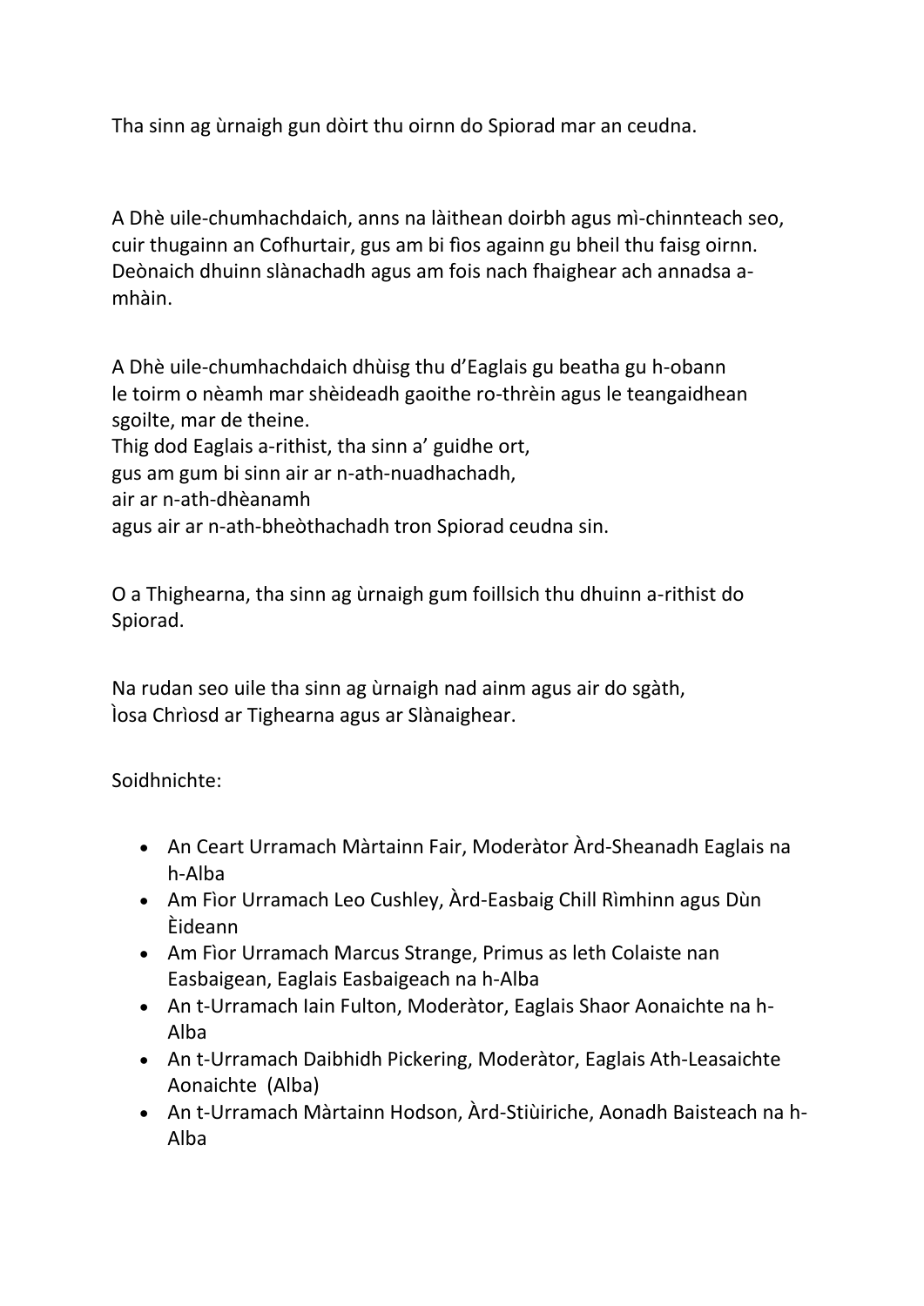Tha sinn ag ùrnaigh gun dòirt thu oirnn do Spiorad mar an ceudna.

A Dhè uile-chumhachdaich, anns na làithean doirbh agus mì-chinnteach seo, cuir thugainn an Cofhurtair, gus am bi fios againn gu bheil thu faisg oirnn. Deònaich dhuinn slànachadh agus am fois nach fhaighear ach annadsa a-mhàin.

A Dhè uile-chumhachdaich dhùisg thu d'Eaglais gu beatha gu h-obann
le toirm o nèamh mar shèideadh gaoithe ro-thrèin agus le teangaidhean sgoilte, mar de theine.
Thig dod Eaglais a-rithist, tha sinn a' guidhe ort,
gus am gum bi sinn air ar n-ath-nuadhachadh,
air ar n-ath-dhèanamh
agus air ar n-ath-bheòthachadh tron Spiorad ceudna sin.

O a Thighearna, tha sinn ag ùrnaigh gum foillsich thu dhuinn a-rithist do Spiorad.

Na rudan seo uile tha sinn ag ùrnaigh nad ainm agus air do sgàth,
Ìosa Chrìosd ar Tighearna agus ar Slànaighear.

Soidhnichte:

- An Ceart Urramach Màrtainn Fair, Moderàtor Àrd-Sheanadh Eaglais na h-Alba
- Am Fìor Urramach Leo Cushley, Àrd-Easbaig Chill Rìmhinn agus Dùn Èideann
- Am Fìor Urramach Marcus Strange, Primus as leth Colaiste nan Easbaigean, Eaglais Easbaigeach na h-Alba
- An t-Urramach Iain Fulton, Moderàtor, Eaglais Shaor Aonaichte na h-Alba
- An t-Urramach Daibhidh Pickering, Moderàtor, Eaglais Ath-Leasaichte Aonaichte (Alba)
- An t-Urramach Màrtainn Hodson, Àrd-Stiùiriche, Aonadh Baisteach na h-Alba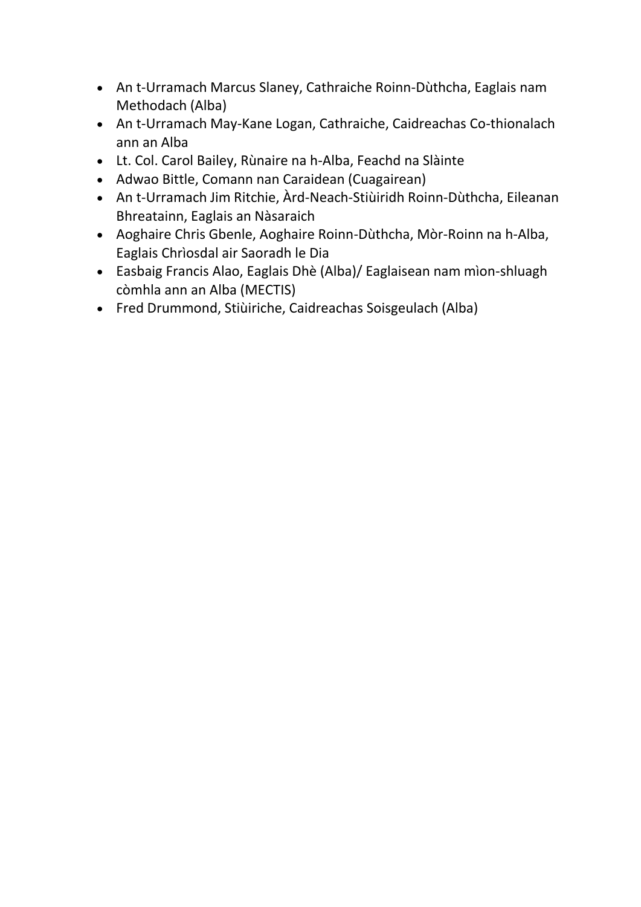- An t-Urramach Marcus Slaney, Cathraiche Roinn-Dùthcha, Eaglais nam Methodach (Alba)
- An t-Urramach May-Kane Logan, Cathraiche, Caidreachas Co-thionalach ann an Alba
- Lt. Col. Carol Bailey, Rùnaire na h-Alba, Feachd na Slàinte
- Adwao Bittle, Comann nan Caraidean (Cuagairean)
- An t-Urramach Jim Ritchie, Àrd-Neach-Stiùiridh Roinn-Dùthcha, Eileanan Bhreatainn, Eaglais an Nàsaraich
- Aoghaire Chris Gbenle, Aoghaire Roinn-Dùthcha, Mòr-Roinn na h-Alba, Eaglais Chrìosdal air Saoradh le Dia
- Easbaig Francis Alao, Eaglais Dhè (Alba)/ Eaglaisean nam mìon-shluagh còmhla ann an Alba (MECTIS)
- Fred Drummond, Stiùiriche, Caidreachas Soisgeulach (Alba)